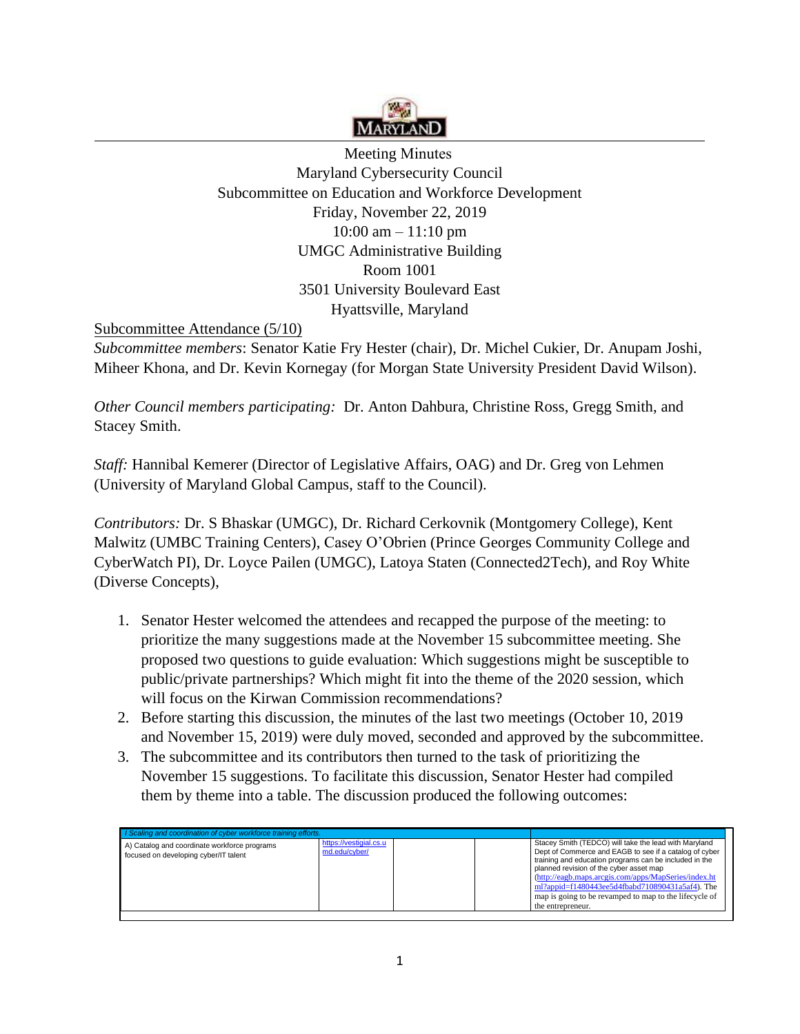MARYLAND

Meeting Minutes
Maryland Cybersecurity Council
Subcommittee on Education and Workforce Development
Friday, November 22, 2019
10:00 am – 11:10 pm
UMGC Administrative Building
Room 1001
3501 University Boulevard East
Hyattsville, Maryland

Subcommittee Attendance (5/10)

*Subcommittee members*: Senator Katie Fry Hester (chair), Dr. Michel Cukier, Dr. Anupam Joshi, Miheer Khona, and Dr. Kevin Kornegay (for Morgan State University President David Wilson).

*Other Council members participating:* Dr. Anton Dahbura, Christine Ross, Gregg Smith, and Stacey Smith.

*Staff:* Hannibal Kemerer (Director of Legislative Affairs, OAG) and Dr. Greg von Lehmen (University of Maryland Global Campus, staff to the Council).

*Contributors:* Dr. S Bhaskar (UMGC), Dr. Richard Cerkovnik (Montgomery College), Kent Malwitz (UMBC Training Centers), Casey O'Obrien (Prince Georges Community College and CyberWatch PI), Dr. Loyce Pailen (UMGC), Latoya Staten (Connected2Tech), and Roy White (Diverse Concepts),

1. Senator Hester welcomed the attendees and recapped the purpose of the meeting: to prioritize the many suggestions made at the November 15 subcommittee meeting. She proposed two questions to guide evaluation: Which suggestions might be susceptible to public/private partnerships? Which might fit into the theme of the 2020 session, which will focus on the Kirwan Commission recommendations?
2. Before starting this discussion, the minutes of the last two meetings (October 10, 2019 and November 15, 2019) were duly moved, seconded and approved by the subcommittee.
3. The subcommittee and its contributors then turned to the task of prioritizing the November 15 suggestions. To facilitate this discussion, Senator Hester had compiled them by theme into a table. The discussion produced the following outcomes:

| *I Scaling and coordination of cyber workforce training efforts.* | | | | |
|---|---|---|---|---|
| A) Catalog and coordinate workforce programs focused on developing cyber/IT talent | https://vestigial.cs.umd.edu/cyber/ | | | Stacey Smith (TEDCO) will take the lead with Maryland Dept of Commerce and EAGB to see if a catalog of cyber training and education programs can be included in the planned revision of the cyber asset map (http://eagb.maps.arcgis.com/apps/MapSeries/index.html?appid=f1480443ee5d4fbabd710890431a5af4). The map is going to be revamped to map to the lifecycle of the entrepreneur. |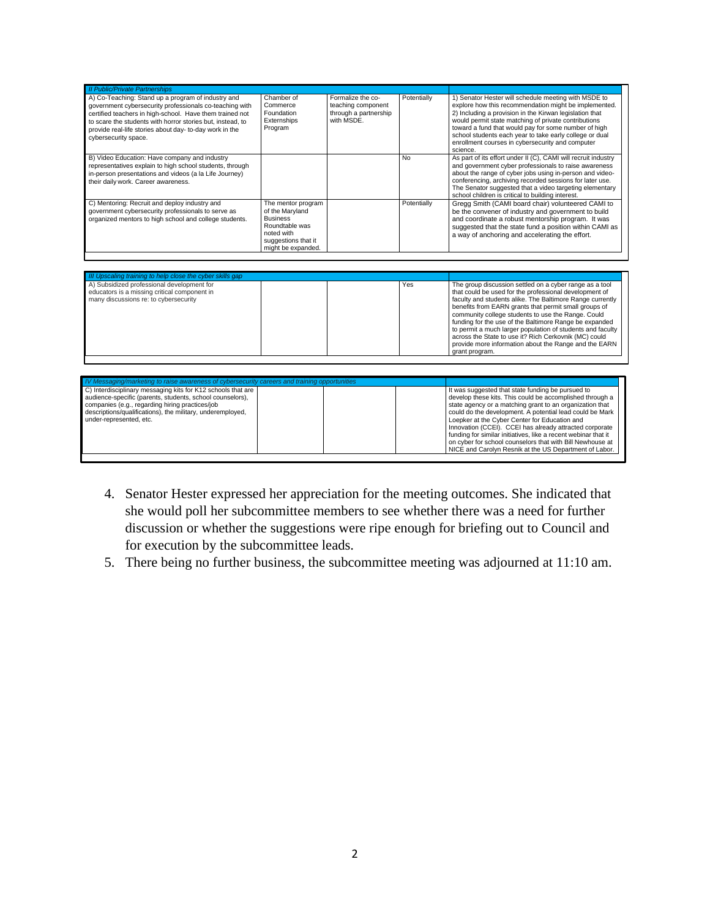| | | | | |
|---|---|---|---|---|
| *II Public/Private Partnerships* | | | | |
| A) Co-Teaching: Stand up a program of industry and government cybersecurity professionals co-teaching with certified teachers in high-school. Have them trained not to scare the students with horror stories but, instead, to provide real-life stories about day- to-day work in the cybersecurity space. | Chamber of Commerce Foundation Externships Program | Formalize the co-teaching component through a partnership with MSDE. | Potentially | 1) Senator Hester will schedule meeting with MSDE to explore how this recommendation might be implemented. 2) Including a provision in the Kirwan legislation that would permit state matching of private contributions toward a fund that would pay for some number of high school students each year to take early college or dual enrollment courses in cybersecurity and computer science. |
| B) Video Education: Have company and industry representatives explain to high school students, through in-person presentations and videos (a la Life Journey) their daily work. Career awareness. | | | No | As part of its effort under II (C), CAMI will recruit industry and government cyber professionals to raise awareness about the range of cyber jobs using in-person and video-conferencing, archiving recorded sessions for later use. The Senator suggested that a video targeting elementary school children is critical to building interest. |
| C) Mentoring: Recruit and deploy industry and government cybersecurity professionals to serve as organized mentors to high school and college students. | The mentor program of the Maryland Business Roundtable was noted with suggestions that it might be expanded. | | Potentially | Gregg Smith (CAMI board chair) volunteered CAMI to be the convener of industry and government to build and coordinate a robust mentorship program. It was suggested that the state fund a position within CAMI as a way of anchoring and accelerating the effort. |

| | | | | |
|---|---|---|---|---|
| *III Upscaling training to help close the cyber skills gap* | | | | |
| A) Subsidized professional development for educators is a missing critical component in many discussions re: to cybersecurity | | | Yes | The group discussion settled on a cyber range as a tool that could be used for the professional development of faculty and students alike. The Baltimore Range currently benefits from EARN grants that permit small groups of community college students to use the Range. Could funding for the use of the Baltimore Range be expanded to permit a much larger population of students and faculty across the State to use it? Rich Cerkovnik (MC) could provide more information about the Range and the EARN grant program. |

| | | | | |
|---|---|---|---|---|
| *IV Messaging/marketing to raise awareness of cybersecurity careers and training opportunities* | | | | |
| C) Interdisciplinary messaging kits for K12 schools that are audience-specific (parents, students, school counselors), companies (e.g., regarding hiring practices/job descriptions/qualifications), the military, underemployed, under-represented, etc. | | | | It was suggested that state funding be pursued to develop these kits. This could be accomplished through a state agency or a matching grant to an organization that could do the development. A potential lead could be Mark Loepker at the Cyber Center for Education and Innovation (CCEI). CCEI has already attracted corporate funding for similar initiatives, like a recent webinar that it on cyber for school counselors that with Bill Newhouse at NICE and Carolyn Resnik at the US Department of Labor. |

4. Senator Hester expressed her appreciation for the meeting outcomes. She indicated that she would poll her subcommittee members to see whether there was a need for further discussion or whether the suggestions were ripe enough for briefing out to Council and for execution by the subcommittee leads.
5. There being no further business, the subcommittee meeting was adjourned at 11:10 am.